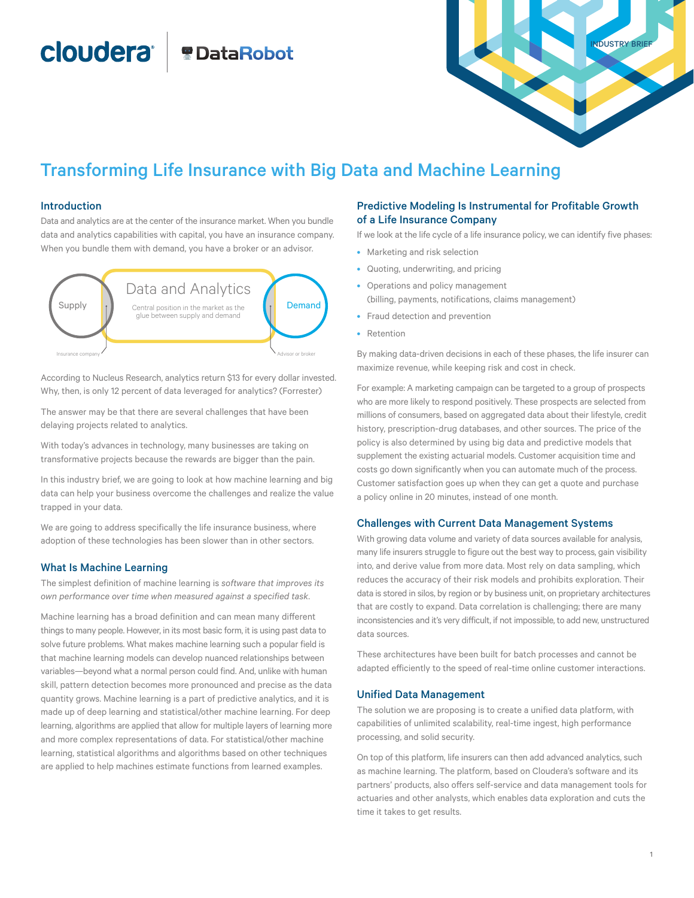cloudera | DataRobot

INDUSTRY BRIEF

# Transforming Life Insurance with Big Data and Machine Learning

## Introduction

Data and analytics are at the center of the insurance market. When you bundle data and analytics capabilities with capital, you have an insurance company. When you bundle them with demand, you have a broker or an advisor.

Supply

Data and Analytics

Central position in the market as the glue between supply and demand

Demand

Insurance company

Advisor or broker

According to Nucleus Research, analytics return $13 for every dollar invested. Why, then, is only 12 percent of data leveraged for analytics? (Forrester)

The answer may be that there are several challenges that have been delaying projects related to analytics.

With today's advances in technology, many businesses are taking on transformative projects because the rewards are bigger than the pain.

In this industry brief, we are going to look at how machine learning and big data can help your business overcome the challenges and realize the value trapped in your data.

We are going to address specifically the life insurance business, where adoption of these technologies has been slower than in other sectors.

## What Is Machine Learning

The simplest definition of machine learning is *software that improves its own performance over time when measured against a specified task*.

Machine learning has a broad definition and can mean many different things to many people. However, in its most basic form, it is using past data to solve future problems. What makes machine learning such a popular field is that machine learning models can develop nuanced relationships between variables—beyond what a normal person could find. And, unlike with human skill, pattern detection becomes more pronounced and precise as the data quantity grows. Machine learning is a part of predictive analytics, and it is made up of deep learning and statistical/other machine learning. For deep learning, algorithms are applied that allow for multiple layers of learning more and more complex representations of data. For statistical/other machine learning, statistical algorithms and algorithms based on other techniques are applied to help machines estimate functions from learned examples.

## Predictive Modeling Is Instrumental for Profitable Growth of a Life Insurance Company

If we look at the life cycle of a life insurance policy, we can identify five phases:

- Marketing and risk selection
- Quoting, underwriting, and pricing
- Operations and policy management (billing, payments, notifications, claims management)
- Fraud detection and prevention
- Retention

By making data-driven decisions in each of these phases, the life insurer can maximize revenue, while keeping risk and cost in check.

For example: A marketing campaign can be targeted to a group of prospects who are more likely to respond positively. These prospects are selected from millions of consumers, based on aggregated data about their lifestyle, credit history, prescription-drug databases, and other sources. The price of the policy is also determined by using big data and predictive models that supplement the existing actuarial models. Customer acquisition time and costs go down significantly when you can automate much of the process. Customer satisfaction goes up when they can get a quote and purchase a policy online in 20 minutes, instead of one month.

## Challenges with Current Data Management Systems

With growing data volume and variety of data sources available for analysis, many life insurers struggle to figure out the best way to process, gain visibility into, and derive value from more data. Most rely on data sampling, which reduces the accuracy of their risk models and prohibits exploration. Their data is stored in silos, by region or by business unit, on proprietary architectures that are costly to expand. Data correlation is challenging; there are many inconsistencies and it's very difficult, if not impossible, to add new, unstructured data sources.

These architectures have been built for batch processes and cannot be adapted efficiently to the speed of real-time online customer interactions.

## Unified Data Management

The solution we are proposing is to create a unified data platform, with capabilities of unlimited scalability, real-time ingest, high performance processing, and solid security.

On top of this platform, life insurers can then add advanced analytics, such as machine learning. The platform, based on Cloudera's software and its partners' products, also offers self-service and data management tools for actuaries and other analysts, which enables data exploration and cuts the time it takes to get results.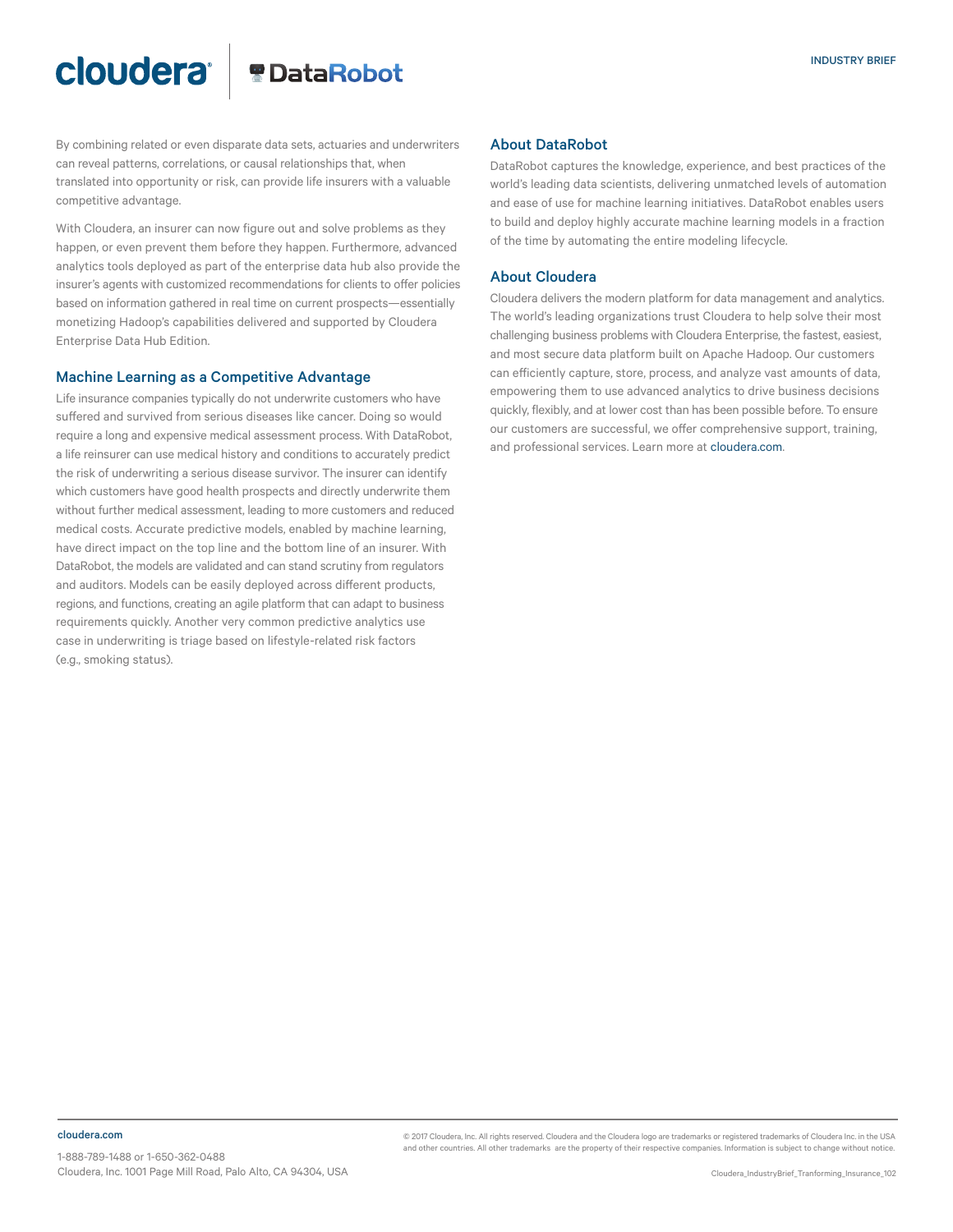By combining related or even disparate data sets, actuaries and underwriters can reveal patterns, correlations, or causal relationships that, when translated into opportunity or risk, can provide life insurers with a valuable competitive advantage.

With Cloudera, an insurer can now figure out and solve problems as they happen, or even prevent them before they happen. Furthermore, advanced analytics tools deployed as part of the enterprise data hub also provide the insurer's agents with customized recommendations for clients to offer policies based on information gathered in real time on current prospects—essentially monetizing Hadoop's capabilities delivered and supported by Cloudera Enterprise Data Hub Edition.

## Machine Learning as a Competitive Advantage

Life insurance companies typically do not underwrite customers who have suffered and survived from serious diseases like cancer. Doing so would require a long and expensive medical assessment process. With DataRobot, a life reinsurer can use medical history and conditions to accurately predict the risk of underwriting a serious disease survivor. The insurer can identify which customers have good health prospects and directly underwrite them without further medical assessment, leading to more customers and reduced medical costs. Accurate predictive models, enabled by machine learning, have direct impact on the top line and the bottom line of an insurer. With DataRobot, the models are validated and can stand scrutiny from regulators and auditors. Models can be easily deployed across different products, regions, and functions, creating an agile platform that can adapt to business requirements quickly. Another very common predictive analytics use case in underwriting is triage based on lifestyle-related risk factors (e.g., smoking status).

## About DataRobot

DataRobot captures the knowledge, experience, and best practices of the world's leading data scientists, delivering unmatched levels of automation and ease of use for machine learning initiatives. DataRobot enables users to build and deploy highly accurate machine learning models in a fraction of the time by automating the entire modeling lifecycle.

## About Cloudera

Cloudera delivers the modern platform for data management and analytics. The world's leading organizations trust Cloudera to help solve their most challenging business problems with Cloudera Enterprise, the fastest, easiest, and most secure data platform built on Apache Hadoop. Our customers can efficiently capture, store, process, and analyze vast amounts of data, empowering them to use advanced analytics to drive business decisions quickly, flexibly, and at lower cost than has been possible before. To ensure our customers are successful, we offer comprehensive support, training, and professional services. Learn more at cloudera.com.

cloudera.com

1-888-789-1488 or 1-650-362-0488
Cloudera, Inc. 1001 Page Mill Road, Palo Alto, CA 94304, USA

© 2017 Cloudera, Inc. All rights reserved. Cloudera and the Cloudera logo are trademarks or registered trademarks of Cloudera Inc. in the USA and other countries. All other trademarks are the property of their respective companies. Information is subject to change without notice.

Cloudera_IndustryBrief_Tranforming_Insurance_102